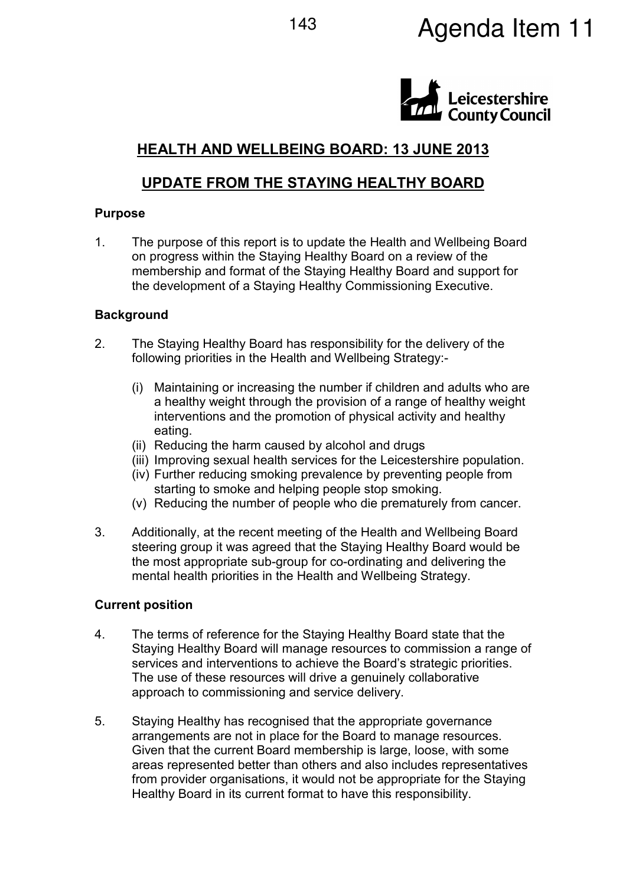# HEALTH AND WELLBEING BOARD: 13 JUNE 2013

## UPDATE FROM THE STAYING HEALTHY BOARD

**Purpose**

1. The purpose of this report is to update the Health and Wellbeing Board on progress within the Staying Healthy Board on a review of the membership and format of the Staying Healthy Board and support for the development of a Staying Healthy Commissioning Executive.

**Background**

2. The Staying Healthy Board has responsibility for the delivery of the following priorities in the Health and Wellbeing Strategy:-

   (i) Maintaining or increasing the number if children and adults who are a healthy weight through the provision of a range of healthy weight interventions and the promotion of physical activity and healthy eating.
   (ii) Reducing the harm caused by alcohol and drugs
   (iii) Improving sexual health services for the Leicestershire population.
   (iv) Further reducing smoking prevalence by preventing people from starting to smoke and helping people stop smoking.
   (v) Reducing the number of people who die prematurely from cancer.

3. Additionally, at the recent meeting of the Health and Wellbeing Board steering group it was agreed that the Staying Healthy Board would be the most appropriate sub-group for co-ordinating and delivering the mental health priorities in the Health and Wellbeing Strategy.

**Current position**

4. The terms of reference for the Staying Healthy Board state that the Staying Healthy Board will manage resources to commission a range of services and interventions to achieve the Board's strategic priorities. The use of these resources will drive a genuinely collaborative approach to commissioning and service delivery.

5. Staying Healthy has recognised that the appropriate governance arrangements are not in place for the Board to manage resources. Given that the current Board membership is large, loose, with some areas represented better than others and also includes representatives from provider organisations, it would not be appropriate for the Staying Healthy Board in its current format to have this responsibility.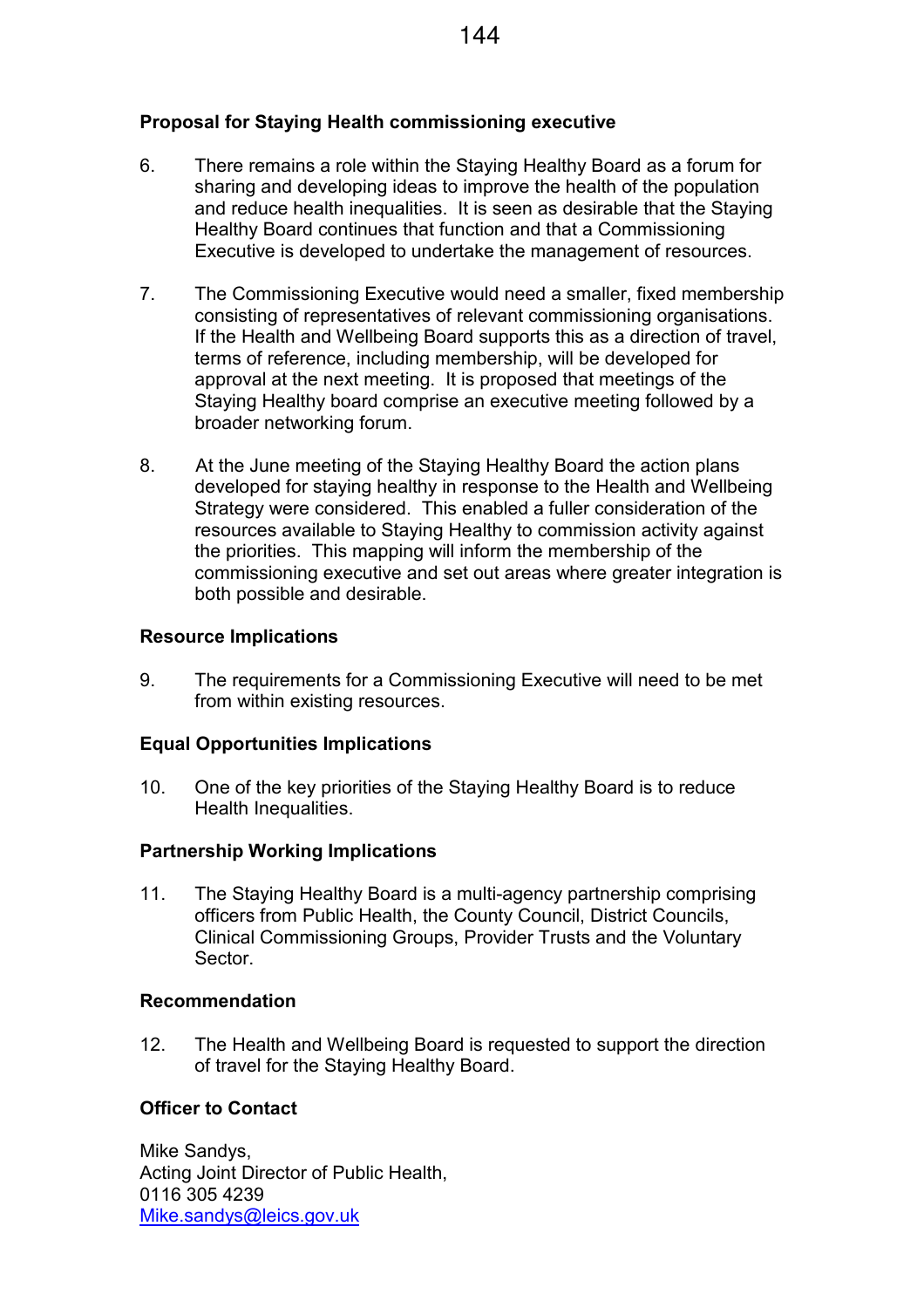**Proposal for Staying Health commissioning executive**

6. There remains a role within the Staying Healthy Board as a forum for sharing and developing ideas to improve the health of the population and reduce health inequalities. It is seen as desirable that the Staying Healthy Board continues that function and that a Commissioning Executive is developed to undertake the management of resources.

7. The Commissioning Executive would need a smaller, fixed membership consisting of representatives of relevant commissioning organisations. If the Health and Wellbeing Board supports this as a direction of travel, terms of reference, including membership, will be developed for approval at the next meeting. It is proposed that meetings of the Staying Healthy board comprise an executive meeting followed by a broader networking forum.

8. At the June meeting of the Staying Healthy Board the action plans developed for staying healthy in response to the Health and Wellbeing Strategy were considered. This enabled a fuller consideration of the resources available to Staying Healthy to commission activity against the priorities. This mapping will inform the membership of the commissioning executive and set out areas where greater integration is both possible and desirable.

**Resource Implications**

9. The requirements for a Commissioning Executive will need to be met from within existing resources.

**Equal Opportunities Implications**

10. One of the key priorities of the Staying Healthy Board is to reduce Health Inequalities.

**Partnership Working Implications**

11. The Staying Healthy Board is a multi-agency partnership comprising officers from Public Health, the County Council, District Councils, Clinical Commissioning Groups, Provider Trusts and the Voluntary Sector.

**Recommendation**

12. The Health and Wellbeing Board is requested to support the direction of travel for the Staying Healthy Board.

**Officer to Contact**

Mike Sandys,
Acting Joint Director of Public Health,
0116 305 4239
Mike.sandys@leics.gov.uk